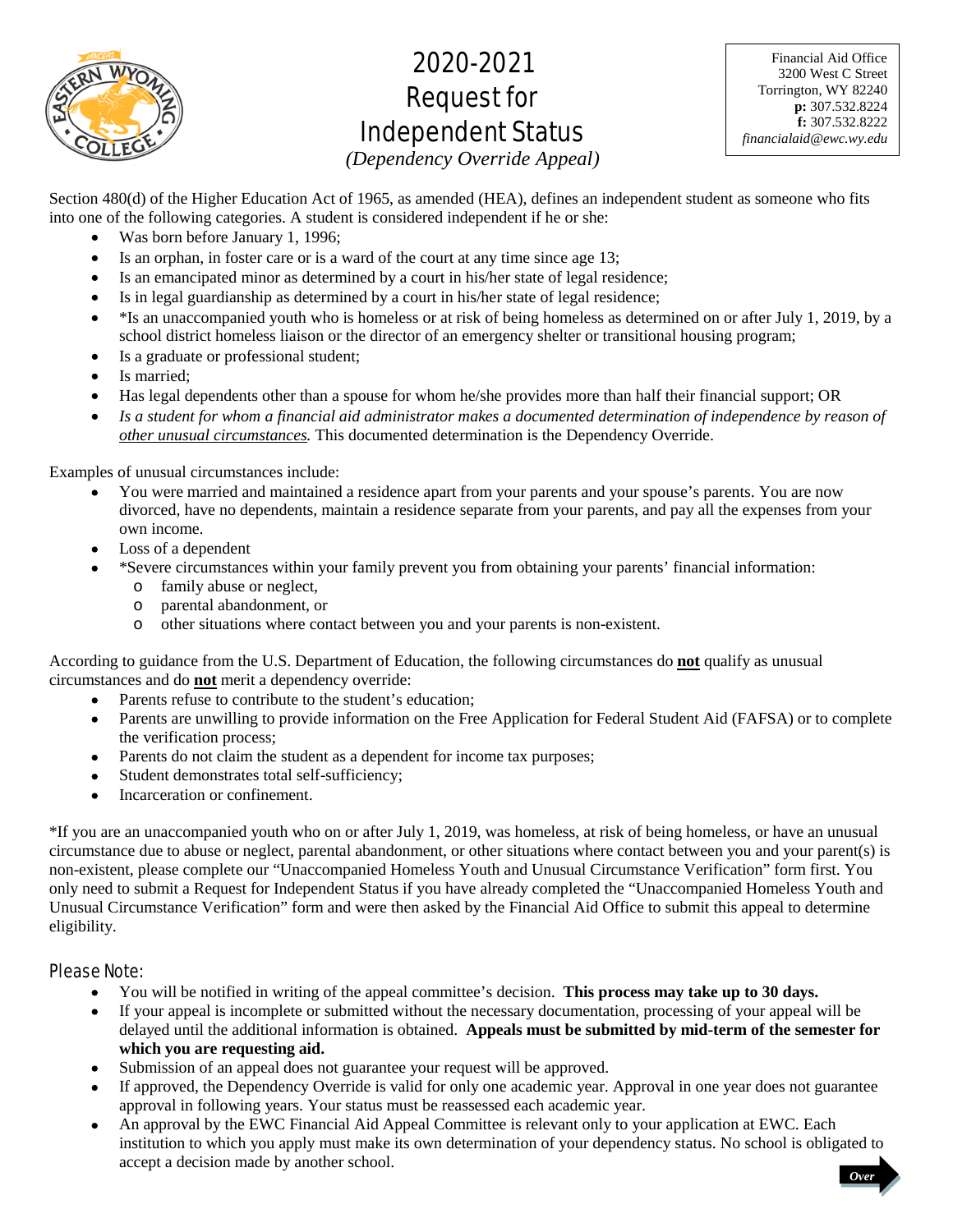# 2020-2021 Request for Independent Status

*(Dependency Override Appeal)*

Financial Aid Office
3200 West C Street
Torrington, WY 82240
**p:** 307.532.8224
**f:** 307.532.8222
*financialaid@ewc.wy.edu*

Section 480(d) of the Higher Education Act of 1965, as amended (HEA), defines an independent student as someone who fits into one of the following categories. A student is considered independent if he or she:

- Was born before January 1, 1996;
- Is an orphan, in foster care or is a ward of the court at any time since age 13;
- Is an emancipated minor as determined by a court in his/her state of legal residence;
- Is in legal guardianship as determined by a court in his/her state of legal residence;
- *Is an unaccompanied youth who is homeless or at risk of being homeless as determined on or after July 1, 2019, by a school district homeless liaison or the director of an emergency shelter or transitional housing program;
- Is a graduate or professional student;
- Is married;
- Has legal dependents other than a spouse for whom he/she provides more than half their financial support; OR
- *Is a student for whom a financial aid administrator makes a documented determination of independence by reason of <u>other unusual circumstances</u>.* This documented determination is the Dependency Override.

Examples of unusual circumstances include:

- You were married and maintained a residence apart from your parents and your spouse's parents. You are now divorced, have no dependents, maintain a residence separate from your parents, and pay all the expenses from your own income.
- Loss of a dependent
- *Severe circumstances within your family prevent you from obtaining your parents' financial information:
  - family abuse or neglect,
  - parental abandonment, or
  - other situations where contact between you and your parents is non-existent.

According to guidance from the U.S. Department of Education, the following circumstances do **<u>not</u>** qualify as unusual circumstances and do **<u>not</u>** merit a dependency override:

- Parents refuse to contribute to the student's education;
- Parents are unwilling to provide information on the Free Application for Federal Student Aid (FAFSA) or to complete the verification process;
- Parents do not claim the student as a dependent for income tax purposes;
- Student demonstrates total self-sufficiency;
- Incarceration or confinement.

*If you are an unaccompanied youth who on or after July 1, 2019, was homeless, at risk of being homeless, or have an unusual circumstance due to abuse or neglect, parental abandonment, or other situations where contact between you and your parent(s) is non-existent, please complete our "Unaccompanied Homeless Youth and Unusual Circumstance Verification" form first. You only need to submit a Request for Independent Status if you have already completed the "Unaccompanied Homeless Youth and Unusual Circumstance Verification" form and were then asked by the Financial Aid Office to submit this appeal to determine eligibility.

## Please Note:

- You will be notified in writing of the appeal committee's decision. **This process may take up to 30 days.**
- If your appeal is incomplete or submitted without the necessary documentation, processing of your appeal will be delayed until the additional information is obtained. **Appeals must be submitted by mid-term of the semester for which you are requesting aid.**
- Submission of an appeal does not guarantee your request will be approved.
- If approved, the Dependency Override is valid for only one academic year. Approval in one year does not guarantee approval in following years. Your status must be reassessed each academic year.
- An approval by the EWC Financial Aid Appeal Committee is relevant only to your application at EWC. Each institution to which you apply must make its own determination of your dependency status. No school is obligated to accept a decision made by another school.

*Over*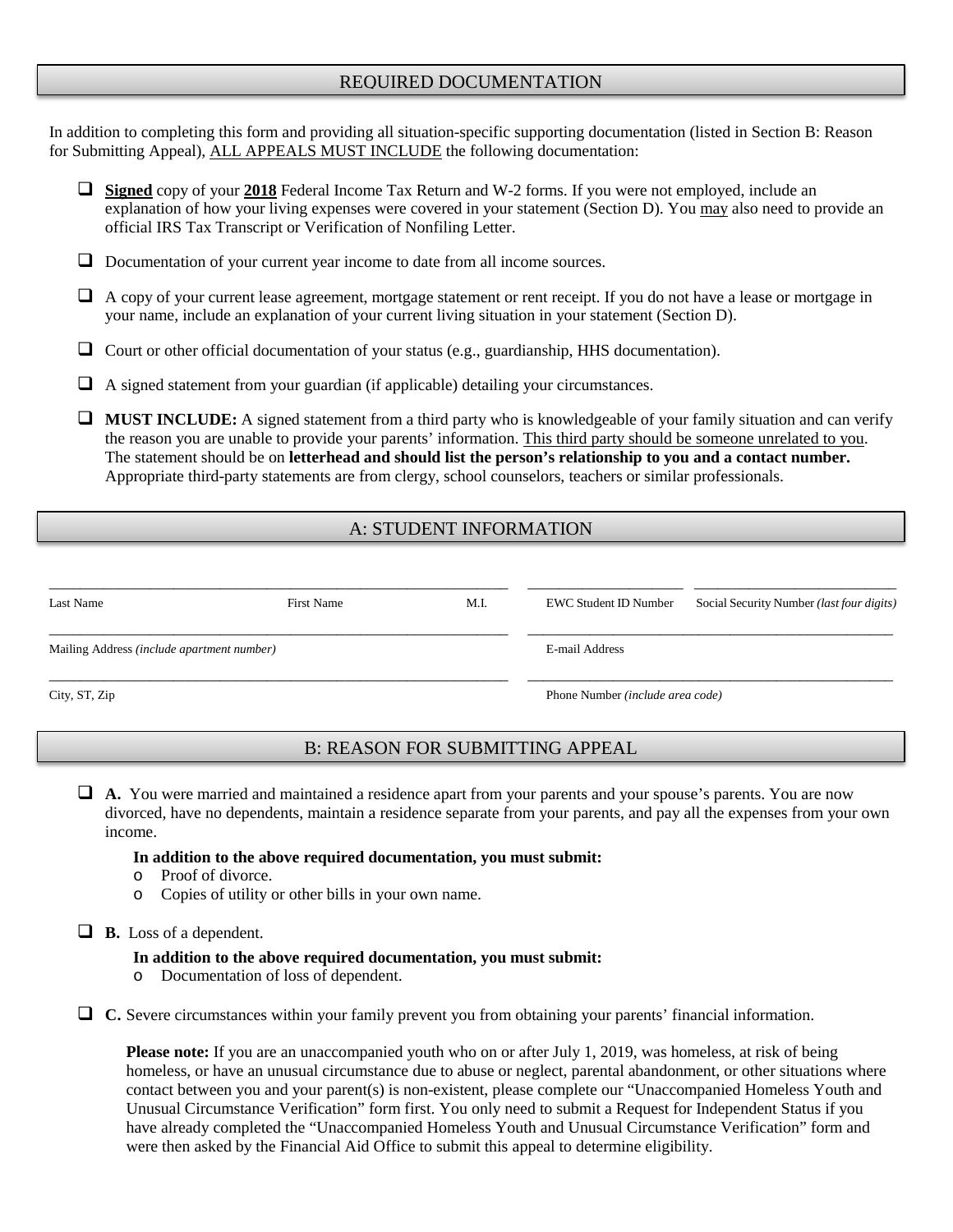## REQUIRED DOCUMENTATION

In addition to completing this form and providing all situation-specific supporting documentation (listed in Section B: Reason for Submitting Appeal), ALL APPEALS MUST INCLUDE the following documentation:

- ☐ **Signed** copy of your **2018** Federal Income Tax Return and W-2 forms. If you were not employed, include an explanation of how your living expenses were covered in your statement (Section D). You may also need to provide an official IRS Tax Transcript or Verification of Nonfiling Letter.
- ☐ Documentation of your current year income to date from all income sources.
- ☐ A copy of your current lease agreement, mortgage statement or rent receipt. If you do not have a lease or mortgage in your name, include an explanation of your current living situation in your statement (Section D).
- ☐ Court or other official documentation of your status (e.g., guardianship, HHS documentation).
- ☐ A signed statement from your guardian (if applicable) detailing your circumstances.
- ☐ **MUST INCLUDE:** A signed statement from a third party who is knowledgeable of your family situation and can verify the reason you are unable to provide your parents' information. This third party should be someone unrelated to you. The statement should be on **letterhead and should list the person's relationship to you and a contact number.** Appropriate third-party statements are from clergy, school counselors, teachers or similar professionals.

## A: STUDENT INFORMATION

| Last Name | First Name | M.I. | EWC Student ID Number | Social Security Number *(last four digits)* |
|---|---|---|---|---|
| | | | | |

| Mailing Address *(include apartment number)* | E-mail Address |
|---|---|
| | |

| City, ST, Zip | Phone Number *(include area code)* |
|---|---|
| | |

## B: REASON FOR SUBMITTING APPEAL

☐ **A.** You were married and maintained a residence apart from your parents and your spouse's parents. You are now divorced, have no dependents, maintain a residence separate from your parents, and pay all the expenses from your own income.

**In addition to the above required documentation, you must submit:**
- Proof of divorce.
- Copies of utility or other bills in your own name.

☐ **B.** Loss of a dependent.

**In addition to the above required documentation, you must submit:**
- Documentation of loss of dependent.

☐ **C.** Severe circumstances within your family prevent you from obtaining your parents' financial information.

**Please note:** If you are an unaccompanied youth who on or after July 1, 2019, was homeless, at risk of being homeless, or have an unusual circumstance due to abuse or neglect, parental abandonment, or other situations where contact between you and your parent(s) is non-existent, please complete our "Unaccompanied Homeless Youth and Unusual Circumstance Verification" form first. You only need to submit a Request for Independent Status if you have already completed the "Unaccompanied Homeless Youth and Unusual Circumstance Verification" form and were then asked by the Financial Aid Office to submit this appeal to determine eligibility.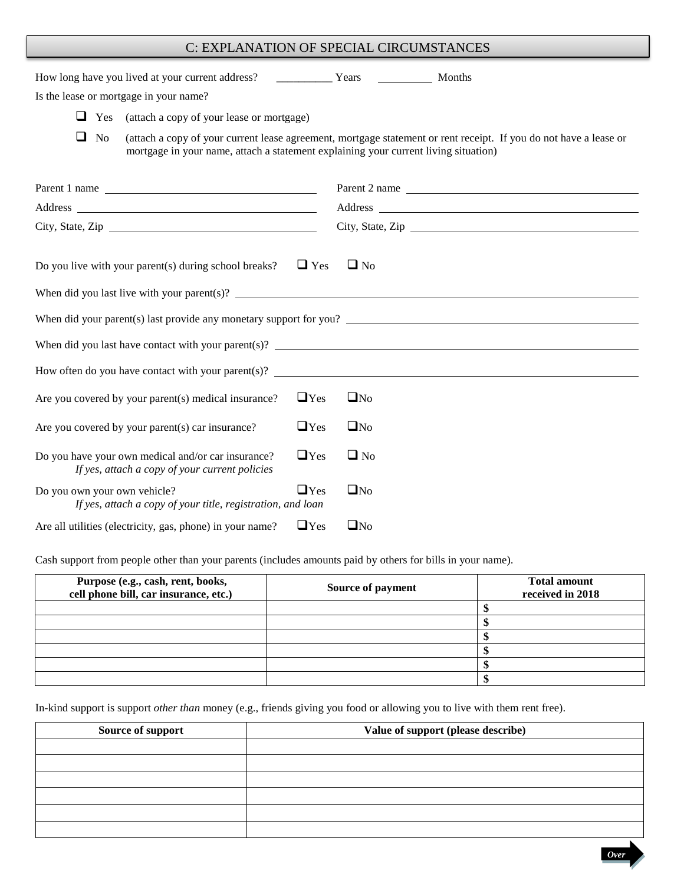## C: EXPLANATION OF SPECIAL CIRCUMSTANCES

How long have you lived at your current address? __________ Years __________ Months

Is the lease or mortgage in your name?

- ☐ Yes (attach a copy of your lease or mortgage)
- ☐ No (attach a copy of your current lease agreement, mortgage statement or rent receipt. If you do not have a lease or mortgage in your name, attach a statement explaining your current living situation)

Parent 1 name ______________________________ Parent 2 name ______________________________

Address ______________________________ Address ______________________________

City, State, Zip ______________________________ City, State, Zip ______________________________

Do you live with your parent(s) during school breaks? ☐ Yes ☐ No

When did you last live with your parent(s)? ______________________________

When did your parent(s) last provide any monetary support for you? ______________________________

When did you last have contact with your parent(s)? ______________________________

How often do you have contact with your parent(s)? ______________________________

Are you covered by your parent(s) medical insurance? ☐ Yes ☐ No

Are you covered by your parent(s) car insurance? ☐ Yes ☐ No

Do you have your own medical and/or car insurance? ☐ Yes ☐ No
*If yes, attach a copy of your current policies*

Do you own your own vehicle? ☐ Yes ☐ No
*If yes, attach a copy of your title, registration, and loan*

Are all utilities (electricity, gas, phone) in your name? ☐ Yes ☐ No

Cash support from people other than your parents (includes amounts paid by others for bills in your name).

| **Purpose (e.g., cash, rent, books, cell phone bill, car insurance, etc.)** | **Source of payment** | **Total amount received in 2018** |
|---|---|---|
| | | **$** |
| | | **$** |
| | | **$** |
| | | **$** |
| | | **$** |
| | | **$** |

In-kind support is support *other than* money (e.g., friends giving you food or allowing you to live with them rent free).

| **Source of support** | **Value of support (please describe)** |
|---|---|
| | |
| | |
| | |
| | |
| | |
| | |

*Over*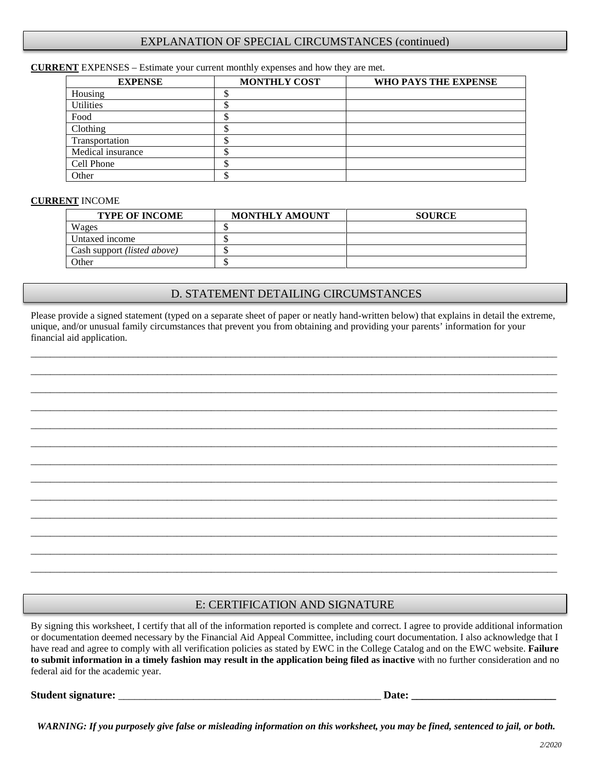## EXPLANATION OF SPECIAL CIRCUMSTANCES (continued)

**CURRENT** EXPENSES – Estimate your current monthly expenses and how they are met.

| EXPENSE | MONTHLY COST | WHO PAYS THE EXPENSE |
|---|---|---|
| Housing | $ | |
| Utilities | $ | |
| Food | $ | |
| Clothing | $ | |
| Transportation | $ | |
| Medical insurance | $ | |
| Cell Phone | $ | |
| Other | $ | |

**CURRENT** INCOME

| TYPE OF INCOME | MONTHLY AMOUNT | SOURCE |
|---|---|---|
| Wages | $ | |
| Untaxed income | $ | |
| Cash support *(listed above)* | $ | |
| Other | $ | |

## D. STATEMENT DETAILING CIRCUMSTANCES

Please provide a signed statement (typed on a separate sheet of paper or neatly hand-written below) that explains in detail the extreme, unique, and/or unusual family circumstances that prevent you from obtaining and providing your parents' information for your financial aid application.

_______________________________________________________________________________________________

_______________________________________________________________________________________________

_______________________________________________________________________________________________

_______________________________________________________________________________________________

_______________________________________________________________________________________________

_______________________________________________________________________________________________

_______________________________________________________________________________________________

_______________________________________________________________________________________________

_______________________________________________________________________________________________

_______________________________________________________________________________________________

_______________________________________________________________________________________________

_______________________________________________________________________________________________

_______________________________________________________________________________________________

## E: CERTIFICATION AND SIGNATURE

By signing this worksheet, I certify that all of the information reported is complete and correct. I agree to provide additional information or documentation deemed necessary by the Financial Aid Appeal Committee, including court documentation. I also acknowledge that I have read and agree to comply with all verification policies as stated by EWC in the College Catalog and on the EWC website. **Failure to submit information in a timely fashion may result in the application being filed as inactive** with no further consideration and no federal aid for the academic year.

**Student signature:** ___________________________________________________ **Date:** ___________________________

***WARNING: If you purposely give false or misleading information on this worksheet, you may be fined, sentenced to jail, or both.***

*2/2020*